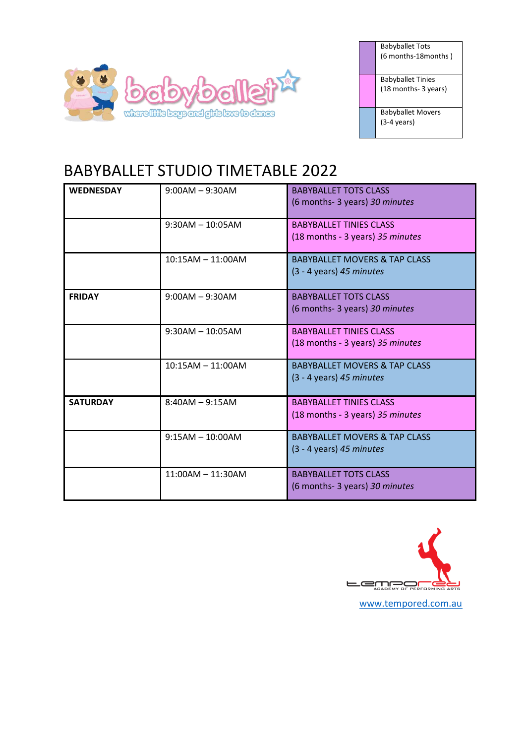babyballet®

where little boys and girls love to dance

| Babyballet Tots (6 months-18months ) |
|---|
| Babyballet Tinies (18 months- 3 years) |
| Babyballet Movers (3-4 years) |

# BABYBALLET STUDIO TIMETABLE 2022

| | | |
|---|---|---|
| **WEDNESDAY** | 9:00AM – 9:30AM | BABYBALLET TOTS CLASS (6 months- 3 years) *30 minutes* |
| | 9:30AM – 10:05AM | BABYBALLET TINIES CLASS (18 months - 3 years) *35 minutes* |
| | 10:15AM – 11:00AM | BABYBALLET MOVERS & TAP CLASS (3 - 4 years) *45 minutes* |
| **FRIDAY** | 9:00AM – 9:30AM | BABYBALLET TOTS CLASS (6 months- 3 years) *30 minutes* |
| | 9:30AM – 10:05AM | BABYBALLET TINIES CLASS (18 months - 3 years) *35 minutes* |
| | 10:15AM – 11:00AM | BABYBALLET MOVERS & TAP CLASS (3 - 4 years) *45 minutes* |
| **SATURDAY** | 8:40AM – 9:15AM | BABYBALLET TINIES CLASS (18 months - 3 years) *35 minutes* |
| | 9:15AM – 10:00AM | BABYBALLET MOVERS & TAP CLASS (3 - 4 years) *45 minutes* |
| | 11:00AM – 11:30AM | BABYBALLET TOTS CLASS (6 months- 3 years) *30 minutes* |

tempored ACADEMY OF PERFORMING ARTS

www.tempored.com.au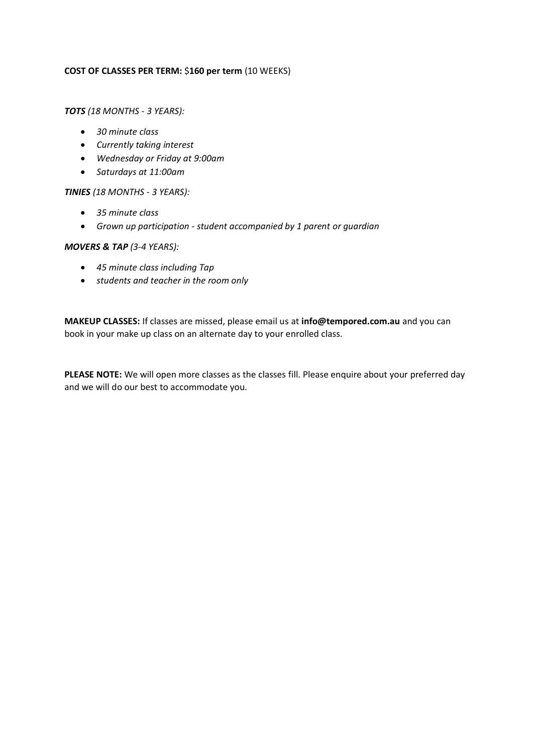**COST OF CLASSES PER TERM:** $**160 per term** (10 WEEKS)

***TOTS*** *(18 MONTHS - 3 YEARS):*

- *30 minute class*
- *Currently taking interest*
- *Wednesday or Friday at 9:00am*
- *Saturdays at 11:00am*

***TINIES*** *(18 MONTHS - 3 YEARS):*

- *35 minute class*
- *Grown up participation - student accompanied by 1 parent or guardian*

***MOVERS & TAP*** *(3-4 YEARS):*

- *45 minute class including Tap*
- *students and teacher in the room only*

**MAKEUP CLASSES:** If classes are missed, please email us at **info@tempored.com.au** and you can book in your make up class on an alternate day to your enrolled class.

**PLEASE NOTE:** We will open more classes as the classes fill. Please enquire about your preferred day and we will do our best to accommodate you.